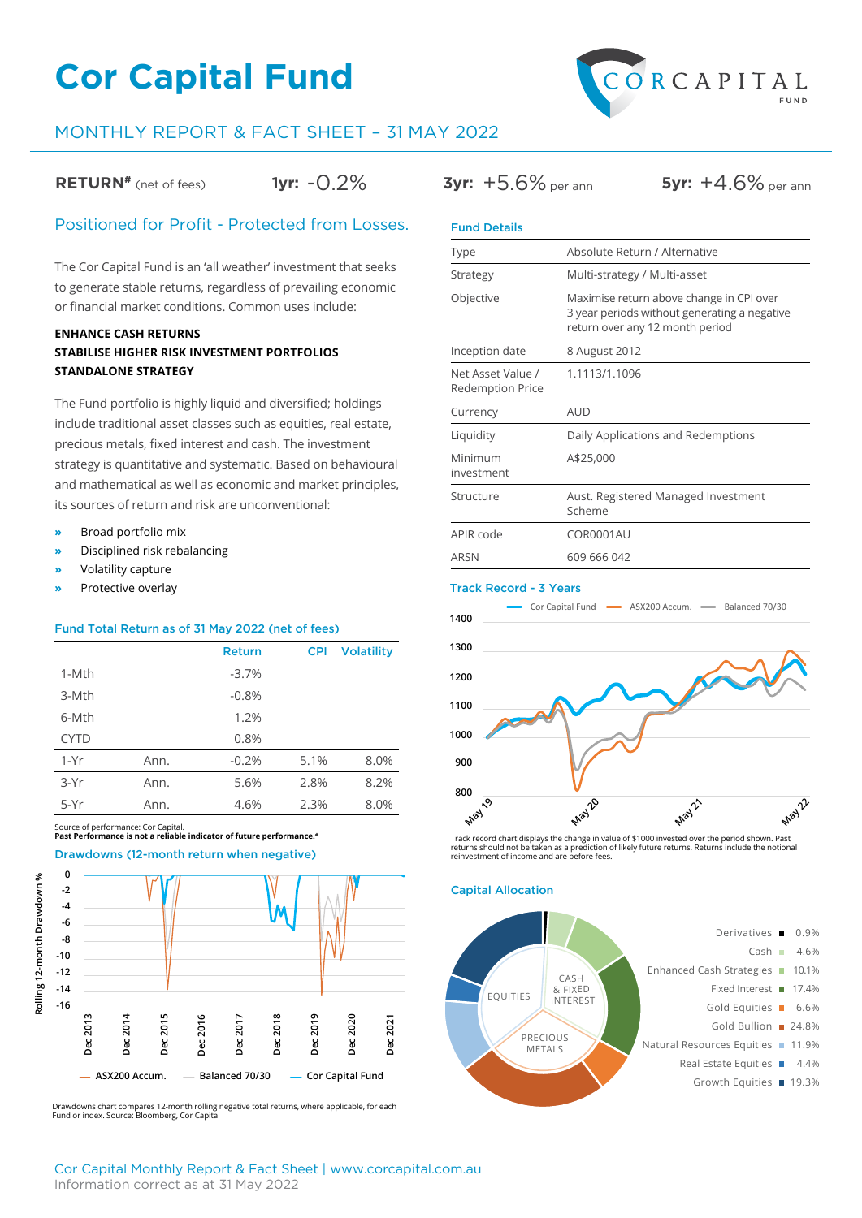# Cor Capital Fund

## MONTHLY REPORT & FACT SHEET – 31 MAY 2022

**RETURN#** (net of fees) **1yr:** -0.2% **3yr:** +5.6% per ann **5yr:** +4.6% per ann

### Positioned for Profit - Protected from Losses.

The Cor Capital Fund is an 'all weather' investment that seeks to generate stable returns, regardless of prevailing economic or financial market conditions. Common uses include:

**ENHANCE CASH RETURNS**
**STABILISE HIGHER RISK INVESTMENT PORTFOLIOS**
**STANDALONE STRATEGY**

The Fund portfolio is highly liquid and diversified; holdings include traditional asset classes such as equities, real estate, precious metals, fixed interest and cash. The investment strategy is quantitative and systematic. Based on behavioural and mathematical as well as economic and market principles, its sources of return and risk are unconventional:

- Broad portfolio mix
- Disciplined risk rebalancing
- Volatility capture
- Protective overlay

### Fund Total Return as of 31 May 2022 (net of fees)

| | | Return | CPI | Volatility |
|---|---|---|---|---|
| 1-Mth | | -3.7% | | |
| 3-Mth | | -0.8% | | |
| 6-Mth | | 1.2% | | |
| CYTD | | 0.8% | | |
| 1-Yr | Ann. | -0.2% | 5.1% | 8.0% |
| 3-Yr | Ann. | 5.6% | 2.8% | 8.2% |
| 5-Yr | Ann. | 4.6% | 2.3% | 8.0% |

Source of performance: Cor Capital.
**Past Performance is not a reliable indicator of future performance.#**

### Drawdowns (12-month return when negative)

Legend: ASX200 Accum. | Balanced 70/30 | Cor Capital Fund

Drawdowns chart compares 12-month rolling negative total returns, where applicable, for each Fund or index. Source: Bloomberg, Cor Capital

### Fund Details

| | |
|---|---|
| Type | Absolute Return / Alternative |
| Strategy | Multi-strategy / Multi-asset |
| Objective | Maximise return above change in CPI over 3 year periods without generating a negative return over any 12 month period |
| Inception date | 8 August 2012 |
| Net Asset Value / Redemption Price | 1.1113/1.1096 |
| Currency | AUD |
| Liquidity | Daily Applications and Redemptions |
| Minimum investment | A$25,000 |
| Structure | Aust. Registered Managed Investment Scheme |
| APIR code | COR0001AU |
| ARSN | 609 666 042 |

### Track Record - 3 Years

Legend: Cor Capital Fund | ASX200 Accum. | Balanced 70/30

Track record chart displays the change in value of $1000 invested over the period shown. Past returns should not be taken as a prediction of likely future returns. Returns include the notional reinvestment of income and are before fees.

### Capital Allocation

| Asset | Allocation |
|---|---|
| Derivatives | 0.9% |
| Cash | 4.6% |
| Enhanced Cash Strategies | 10.1% |
| Fixed Interest | 17.4% |
| Gold Equities | 6.6% |
| Gold Bullion | 24.8% |
| Natural Resources Equities | 11.9% |
| Real Estate Equities | 4.4% |
| Growth Equities | 19.3% |

Cor Capital Monthly Report & Fact Sheet | www.corcapital.com.au
Information correct as at 31 May 2022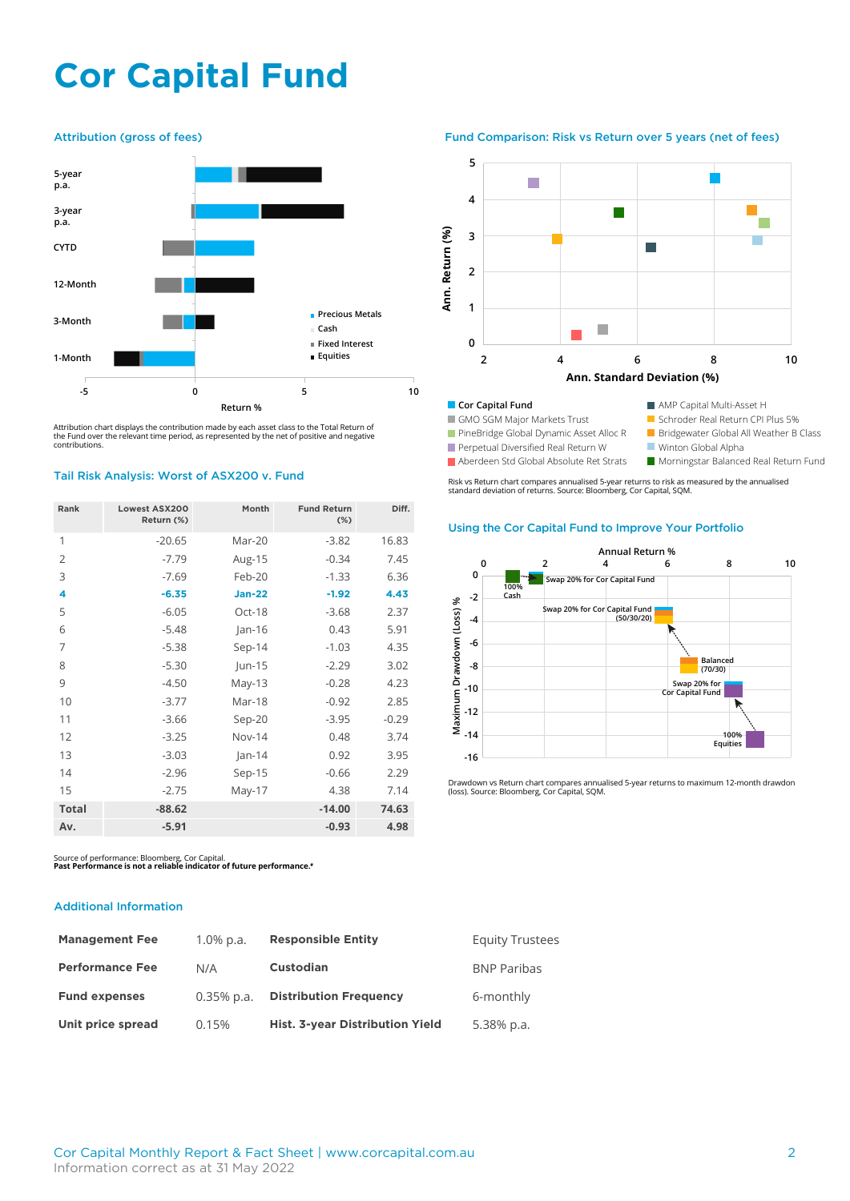# Cor Capital Fund

## Attribution (gross of fees)

Attribution chart displays the contribution made by each asset class to the Total Return of the Fund over the relevant time period, as represented by the net of positive and negative contributions.

## Tail Risk Analysis: Worst of ASX200 v. Fund

| Rank | Lowest ASX200 Return (%) | Month | Fund Return (%) | Diff. |
|---|---|---|---|---|
| 1 | -20.65 | Mar-20 | -3.82 | 16.83 |
| 2 | -7.79 | Aug-15 | -0.34 | 7.45 |
| 3 | -7.69 | Feb-20 | -1.33 | 6.36 |
| **4** | **-6.35** | **Jan-22** | **-1.92** | **4.43** |
| 5 | -6.05 | Oct-18 | -3.68 | 2.37 |
| 6 | -5.48 | Jan-16 | 0.43 | 5.91 |
| 7 | -5.38 | Sep-14 | -1.03 | 4.35 |
| 8 | -5.30 | Jun-15 | -2.29 | 3.02 |
| 9 | -4.50 | May-13 | -0.28 | 4.23 |
| 10 | -3.77 | Mar-18 | -0.92 | 2.85 |
| 11 | -3.66 | Sep-20 | -3.95 | -0.29 |
| 12 | -3.25 | Nov-14 | 0.48 | 3.74 |
| 13 | -3.03 | Jan-14 | 0.92 | 3.95 |
| 14 | -2.96 | Sep-15 | -0.66 | 2.29 |
| 15 | -2.75 | May-17 | 4.38 | 7.14 |
| **Total** | **-88.62** | | **-14.00** | **74.63** |
| **Av.** | **-5.91** | | **-0.93** | **4.98** |

Source of performance: Bloomberg, Cor Capital.
**Past Performance is not a reliable indicator of future performance.***

## Fund Comparison: Risk vs Return over 5 years (net of fees)

Risk vs Return chart compares annualised 5-year returns to risk as measured by the annualised standard deviation of returns. Source: Bloomberg, Cor Capital, SQM.

## Using the Cor Capital Fund to Improve Your Portfolio

Drawdown vs Return chart compares annualised 5-year returns to maximum 12-month drawdon (loss). Source: Bloomberg, Cor Capital, SQM.

## Additional Information

| | | | |
|---|---|---|---|
| **Management Fee** | 1.0% p.a. | **Responsible Entity** | Equity Trustees |
| **Performance Fee** | N/A | **Custodian** | BNP Paribas |
| **Fund expenses** | 0.35% p.a. | **Distribution Frequency** | 6-monthly |
| **Unit price spread** | 0.15% | **Hist. 3-year Distribution Yield** | 5.38% p.a. |

Cor Capital Monthly Report & Fact Sheet | www.corcapital.com.au
Information correct as at 31 May 2022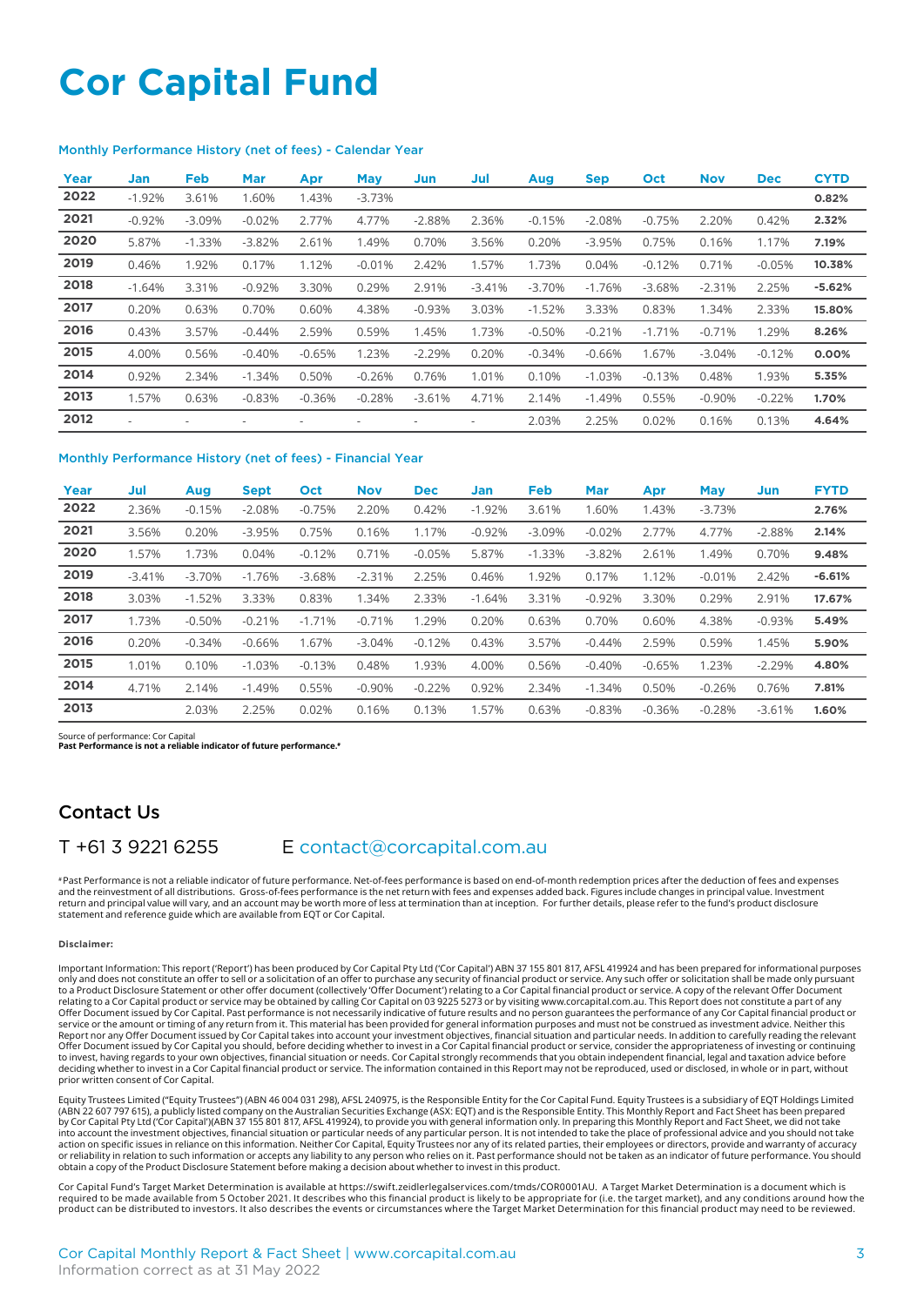# Cor Capital Fund

### Monthly Performance History (net of fees) - Calendar Year

| Year | Jan | Feb | Mar | Apr | May | Jun | Jul | Aug | Sep | Oct | Nov | Dec | CYTD |
|---|---|---|---|---|---|---|---|---|---|---|---|---|---|
| **2022** | -1.92% | 3.61% | 1.60% | 1.43% | -3.73% | | | | | | | | **0.82%** |
| **2021** | -0.92% | -3.09% | -0.02% | 2.77% | 4.77% | -2.88% | 2.36% | -0.15% | -2.08% | -0.75% | 2.20% | 0.42% | **2.32%** |
| **2020** | 5.87% | -1.33% | -3.82% | 2.61% | 1.49% | 0.70% | 3.56% | 0.20% | -3.95% | 0.75% | 0.16% | 1.17% | **7.19%** |
| **2019** | 0.46% | 1.92% | 0.17% | 1.12% | -0.01% | 2.42% | 1.57% | 1.73% | 0.04% | -0.12% | 0.71% | -0.05% | **10.38%** |
| **2018** | -1.64% | 3.31% | -0.92% | 3.30% | 0.29% | 2.91% | -3.41% | -3.70% | -1.76% | -3.68% | -2.31% | 2.25% | **-5.62%** |
| **2017** | 0.20% | 0.63% | 0.70% | 0.60% | 4.38% | -0.93% | 3.03% | -1.52% | 3.33% | 0.83% | 1.34% | 2.33% | **15.80%** |
| **2016** | 0.43% | 3.57% | -0.44% | 2.59% | 0.59% | 1.45% | 1.73% | -0.50% | -0.21% | -1.71% | -0.71% | 1.29% | **8.26%** |
| **2015** | 4.00% | 0.56% | -0.40% | -0.65% | 1.23% | -2.29% | 0.20% | -0.34% | -0.66% | 1.67% | -3.04% | -0.12% | **0.00%** |
| **2014** | 0.92% | 2.34% | -1.34% | 0.50% | -0.26% | 0.76% | 1.01% | 0.10% | -1.03% | -0.13% | 0.48% | 1.93% | **5.35%** |
| **2013** | 1.57% | 0.63% | -0.83% | -0.36% | -0.28% | -3.61% | 4.71% | 2.14% | -1.49% | 0.55% | -0.90% | -0.22% | **1.70%** |
| **2012** | - | - | - | - | - | - | - | 2.03% | 2.25% | 0.02% | 0.16% | 0.13% | **4.64%** |

### Monthly Performance History (net of fees) - Financial Year

| Year | Jul | Aug | Sept | Oct | Nov | Dec | Jan | Feb | Mar | Apr | May | Jun | FYTD |
|---|---|---|---|---|---|---|---|---|---|---|---|---|---|
| **2022** | 2.36% | -0.15% | -2.08% | -0.75% | 2.20% | 0.42% | -1.92% | 3.61% | 1.60% | 1.43% | -3.73% | | **2.76%** |
| **2021** | 3.56% | 0.20% | -3.95% | 0.75% | 0.16% | 1.17% | -0.92% | -3.09% | -0.02% | 2.77% | 4.77% | -2.88% | **2.14%** |
| **2020** | 1.57% | 1.73% | 0.04% | -0.12% | 0.71% | -0.05% | 5.87% | -1.33% | -3.82% | 2.61% | 1.49% | 0.70% | **9.48%** |
| **2019** | -3.41% | -3.70% | -1.76% | -3.68% | -2.31% | 2.25% | 0.46% | 1.92% | 0.17% | 1.12% | -0.01% | 2.42% | **-6.61%** |
| **2018** | 3.03% | -1.52% | 3.33% | 0.83% | 1.34% | 2.33% | -1.64% | 3.31% | -0.92% | 3.30% | 0.29% | 2.91% | **17.67%** |
| **2017** | 1.73% | -0.50% | -0.21% | -1.71% | -0.71% | 1.29% | 0.20% | 0.63% | 0.70% | 0.60% | 4.38% | -0.93% | **5.49%** |
| **2016** | 0.20% | -0.34% | -0.66% | 1.67% | -3.04% | -0.12% | 0.43% | 3.57% | -0.44% | 2.59% | 0.59% | 1.45% | **5.90%** |
| **2015** | 1.01% | 0.10% | -1.03% | -0.13% | 0.48% | 1.93% | 4.00% | 0.56% | -0.40% | -0.65% | 1.23% | -2.29% | **4.80%** |
| **2014** | 4.71% | 2.14% | -1.49% | 0.55% | -0.90% | -0.22% | 0.92% | 2.34% | -1.34% | 0.50% | -0.26% | 0.76% | **7.81%** |
| **2013** | | 2.03% | 2.25% | 0.02% | 0.16% | 0.13% | 1.57% | 0.63% | -0.83% | -0.36% | -0.28% | -3.61% | **1.60%** |

Source of performance: Cor Capital
**Past Performance is not a reliable indicator of future performance.#**

## Contact Us

T +61 3 9221 6255 E contact@corcapital.com.au

# Past Performance is not a reliable indicator of future performance. Net-of-fees performance is based on end-of-month redemption prices after the deduction of fees and expenses and the reinvestment of all distributions. Gross-of-fees performance is the net return with fees and expenses added back. Figures include changes in principal value. Investment return and principal value will vary, and an account may be worth more of less at termination than at inception. For further details, please refer to the fund's product disclosure statement and reference guide which are available from EQT or Cor Capital.

**Disclaimer:**

Important Information: This report ('Report') has been produced by Cor Capital Pty Ltd ('Cor Capital') ABN 37 155 801 817, AFSL 419924 and has been prepared for informational purposes only and does not constitute an offer to sell or a solicitation of an offer to purchase any security of financial product or service. Any such offer or solicitation shall be made only pursuant to a Product Disclosure Statement or other offer document (collectively 'Offer Document') relating to a Cor Capital financial product or service. A copy of the relevant Offer Document relating to a Cor Capital product or service may be obtained by calling Cor Capital on 03 9225 5273 or by visiting www.corcapital.com.au. This Report does not constitute a part of any Offer Document issued by Cor Capital. Past performance is not necessarily indicative of future results and no person guarantees the performance of any Cor Capital financial product or service or the amount or timing of any return from it. This material has been provided for general information purposes and must not be construed as investment advice. Neither this Report nor any Offer Document issued by Cor Capital takes into account your investment objectives, financial situation and particular needs. In addition to carefully reading the relevant Offer Document issued by Cor Capital you should, before deciding whether to invest in a Cor Capital financial product or service, consider the appropriateness of investing or continuing to invest, having regards to your own objectives, financial situation or needs. Cor Capital strongly recommends that you obtain independent financial, legal and taxation advice before deciding whether to invest in a Cor Capital financial product or service. The information contained in this Report may not be reproduced, used or disclosed, in whole or in part, without prior written consent of Cor Capital.

Equity Trustees Limited ("Equity Trustees") (ABN 46 004 031 298), AFSL 240975, is the Responsible Entity for the Cor Capital Fund. Equity Trustees is a subsidiary of EQT Holdings Limited (ABN 22 607 797 615), a publicly listed company on the Australian Securities Exchange (ASX: EQT) and is the Responsible Entity. This Monthly Report and Fact Sheet has been prepared by Cor Capital Pty Ltd ('Cor Capital')(ABN 37 155 801 817, AFSL 419924), to provide you with general information only. In preparing this Monthly Report and Fact Sheet, we did not take into account the investment objectives, financial situation or particular needs of any particular person. It is not intended to take the place of professional advice and you should not take action on specific issues in reliance on this information. Neither Cor Capital, Equity Trustees nor any of its related parties, their employees or directors, provide and warranty of accuracy or reliability in relation to such information or accepts any liability to any person who relies on it. Past performance should not be taken as an indicator of future performance. You should obtain a copy of the Product Disclosure Statement before making a decision about whether to invest in this product.

Cor Capital Fund's Target Market Determination is available at https://swift.zeidlerlegalservices.com/tmds/COR0001AU. A Target Market Determination is a document which is required to be made available from 5 October 2021. It describes who this financial product is likely to be appropriate for (i.e. the target market), and any conditions around how the product can be distributed to investors. It also describes the events or circumstances where the Target Market Determination for this financial product may need to be reviewed.

Information correct as at 31 May 2022